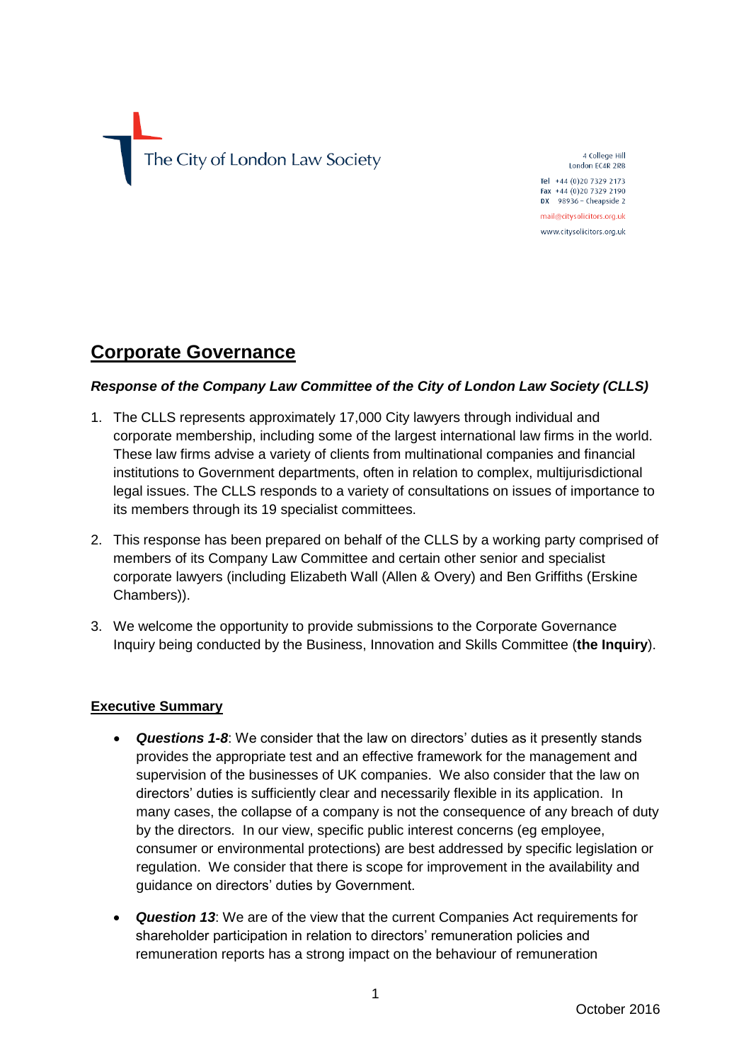The City of London Law Society

4 College Hill
London EC4R 2RB

Tel +44 (0)20 7329 2173
Fax +44 (0)20 7329 2190
DX 98936 – Cheapside 2

mail@citysolicitors.org.uk
www.citysolicitors.org.uk

# Corporate Governance

***Response of the Company Law Committee of the City of London Law Society (CLLS)***

1. The CLLS represents approximately 17,000 City lawyers through individual and corporate membership, including some of the largest international law firms in the world. These law firms advise a variety of clients from multinational companies and financial institutions to Government departments, often in relation to complex, multijurisdictional legal issues. The CLLS responds to a variety of consultations on issues of importance to its members through its 19 specialist committees.

2. This response has been prepared on behalf of the CLLS by a working party comprised of members of its Company Law Committee and certain other senior and specialist corporate lawyers (including Elizabeth Wall (Allen & Overy) and Ben Griffiths (Erskine Chambers)).

3. We welcome the opportunity to provide submissions to the Corporate Governance Inquiry being conducted by the Business, Innovation and Skills Committee (**the Inquiry**).

## Executive Summary

- ***Questions 1-8***: We consider that the law on directors' duties as it presently stands provides the appropriate test and an effective framework for the management and supervision of the businesses of UK companies. We also consider that the law on directors' duties is sufficiently clear and necessarily flexible in its application. In many cases, the collapse of a company is not the consequence of any breach of duty by the directors. In our view, specific public interest concerns (eg employee, consumer or environmental protections) are best addressed by specific legislation or regulation. We consider that there is scope for improvement in the availability and guidance on directors' duties by Government.

- ***Question 13***: We are of the view that the current Companies Act requirements for shareholder participation in relation to directors' remuneration policies and remuneration reports has a strong impact on the behaviour of remuneration

October 2016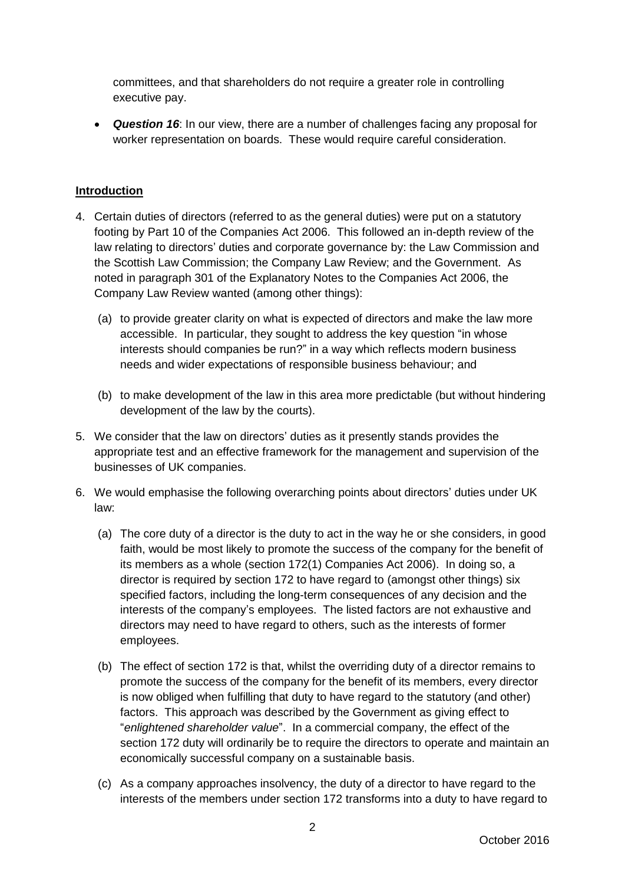committees, and that shareholders do not require a greater role in controlling executive pay.

- ***Question 16***: In our view, there are a number of challenges facing any proposal for worker representation on boards. These would require careful consideration.

## Introduction

4. Certain duties of directors (referred to as the general duties) were put on a statutory footing by Part 10 of the Companies Act 2006. This followed an in-depth review of the law relating to directors' duties and corporate governance by: the Law Commission and the Scottish Law Commission; the Company Law Review; and the Government. As noted in paragraph 301 of the Explanatory Notes to the Companies Act 2006, the Company Law Review wanted (among other things):

   (a) to provide greater clarity on what is expected of directors and make the law more accessible. In particular, they sought to address the key question "in whose interests should companies be run?" in a way which reflects modern business needs and wider expectations of responsible business behaviour; and

   (b) to make development of the law in this area more predictable (but without hindering development of the law by the courts).

5. We consider that the law on directors' duties as it presently stands provides the appropriate test and an effective framework for the management and supervision of the businesses of UK companies.

6. We would emphasise the following overarching points about directors' duties under UK law:

   (a) The core duty of a director is the duty to act in the way he or she considers, in good faith, would be most likely to promote the success of the company for the benefit of its members as a whole (section 172(1) Companies Act 2006). In doing so, a director is required by section 172 to have regard to (amongst other things) six specified factors, including the long-term consequences of any decision and the interests of the company's employees. The listed factors are not exhaustive and directors may need to have regard to others, such as the interests of former employees.

   (b) The effect of section 172 is that, whilst the overriding duty of a director remains to promote the success of the company for the benefit of its members, every director is now obliged when fulfilling that duty to have regard to the statutory (and other) factors. This approach was described by the Government as giving effect to "*enlightened shareholder value*". In a commercial company, the effect of the section 172 duty will ordinarily be to require the directors to operate and maintain an economically successful company on a sustainable basis.

   (c) As a company approaches insolvency, the duty of a director to have regard to the interests of the members under section 172 transforms into a duty to have regard to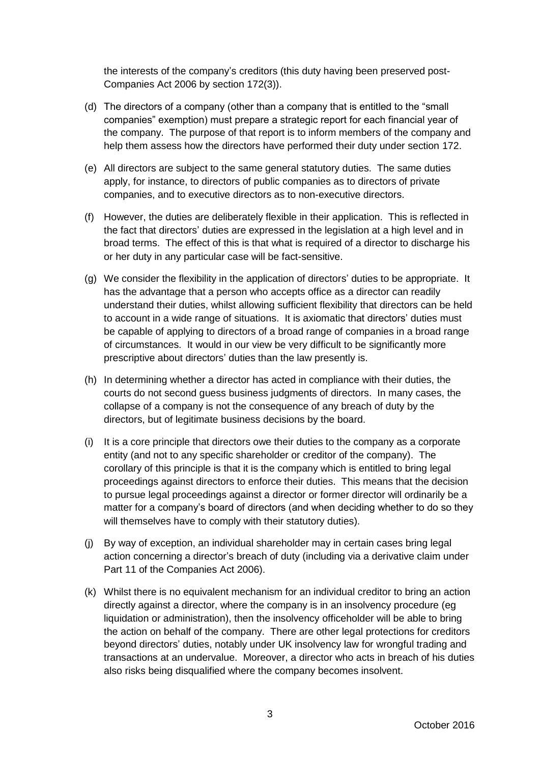the interests of the company's creditors (this duty having been preserved post-Companies Act 2006 by section 172(3)).

(d) The directors of a company (other than a company that is entitled to the "small companies" exemption) must prepare a strategic report for each financial year of the company. The purpose of that report is to inform members of the company and help them assess how the directors have performed their duty under section 172.

(e) All directors are subject to the same general statutory duties. The same duties apply, for instance, to directors of public companies as to directors of private companies, and to executive directors as to non-executive directors.

(f) However, the duties are deliberately flexible in their application. This is reflected in the fact that directors' duties are expressed in the legislation at a high level and in broad terms. The effect of this is that what is required of a director to discharge his or her duty in any particular case will be fact-sensitive.

(g) We consider the flexibility in the application of directors' duties to be appropriate. It has the advantage that a person who accepts office as a director can readily understand their duties, whilst allowing sufficient flexibility that directors can be held to account in a wide range of situations. It is axiomatic that directors' duties must be capable of applying to directors of a broad range of companies in a broad range of circumstances. It would in our view be very difficult to be significantly more prescriptive about directors' duties than the law presently is.

(h) In determining whether a director has acted in compliance with their duties, the courts do not second guess business judgments of directors. In many cases, the collapse of a company is not the consequence of any breach of duty by the directors, but of legitimate business decisions by the board.

(i) It is a core principle that directors owe their duties to the company as a corporate entity (and not to any specific shareholder or creditor of the company). The corollary of this principle is that it is the company which is entitled to bring legal proceedings against directors to enforce their duties. This means that the decision to pursue legal proceedings against a director or former director will ordinarily be a matter for a company's board of directors (and when deciding whether to do so they will themselves have to comply with their statutory duties).

(j) By way of exception, an individual shareholder may in certain cases bring legal action concerning a director's breach of duty (including via a derivative claim under Part 11 of the Companies Act 2006).

(k) Whilst there is no equivalent mechanism for an individual creditor to bring an action directly against a director, where the company is in an insolvency procedure (eg liquidation or administration), then the insolvency officeholder will be able to bring the action on behalf of the company. There are other legal protections for creditors beyond directors' duties, notably under UK insolvency law for wrongful trading and transactions at an undervalue. Moreover, a director who acts in breach of his duties also risks being disqualified where the company becomes insolvent.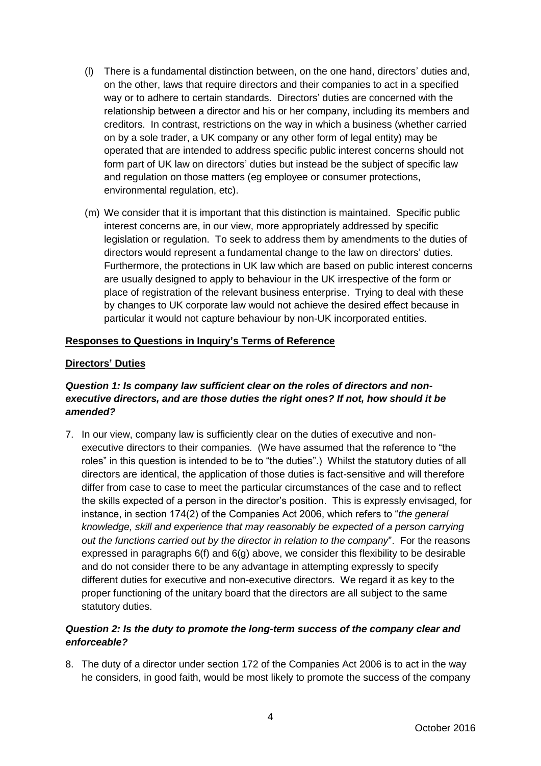(l) There is a fundamental distinction between, on the one hand, directors' duties and, on the other, laws that require directors and their companies to act in a specified way or to adhere to certain standards. Directors' duties are concerned with the relationship between a director and his or her company, including its members and creditors. In contrast, restrictions on the way in which a business (whether carried on by a sole trader, a UK company or any other form of legal entity) may be operated that are intended to address specific public interest concerns should not form part of UK law on directors' duties but instead be the subject of specific law and regulation on those matters (eg employee or consumer protections, environmental regulation, etc).

(m) We consider that it is important that this distinction is maintained. Specific public interest concerns are, in our view, more appropriately addressed by specific legislation or regulation. To seek to address them by amendments to the duties of directors would represent a fundamental change to the law on directors' duties. Furthermore, the protections in UK law which are based on public interest concerns are usually designed to apply to behaviour in the UK irrespective of the form or place of registration of the relevant business enterprise. Trying to deal with these by changes to UK corporate law would not achieve the desired effect because in particular it would not capture behaviour by non-UK incorporated entities.

**Responses to Questions in Inquiry's Terms of Reference**

**Directors' Duties**

***Question 1: Is company law sufficient clear on the roles of directors and non-executive directors, and are those duties the right ones? If not, how should it be amended?***

7. In our view, company law is sufficiently clear on the duties of executive and non-executive directors to their companies. (We have assumed that the reference to "the roles" in this question is intended to be to "the duties".) Whilst the statutory duties of all directors are identical, the application of those duties is fact-sensitive and will therefore differ from case to case to meet the particular circumstances of the case and to reflect the skills expected of a person in the director's position. This is expressly envisaged, for instance, in section 174(2) of the Companies Act 2006, which refers to "*the general knowledge, skill and experience that may reasonably be expected of a person carrying out the functions carried out by the director in relation to the company*". For the reasons expressed in paragraphs 6(f) and 6(g) above, we consider this flexibility to be desirable and do not consider there to be any advantage in attempting expressly to specify different duties for executive and non-executive directors. We regard it as key to the proper functioning of the unitary board that the directors are all subject to the same statutory duties.

***Question 2: Is the duty to promote the long-term success of the company clear and enforceable?***

8. The duty of a director under section 172 of the Companies Act 2006 is to act in the way he considers, in good faith, would be most likely to promote the success of the company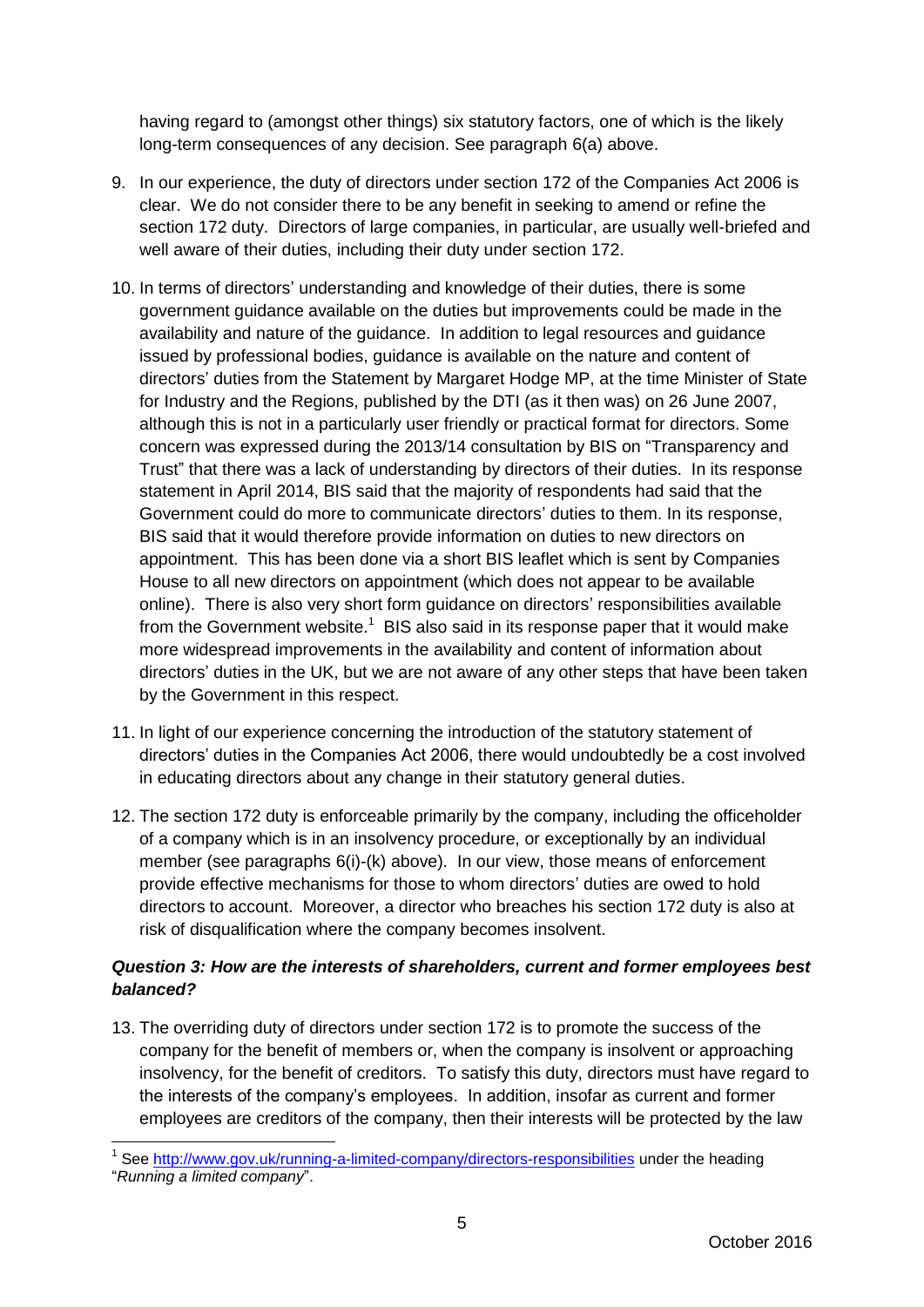having regard to (amongst other things) six statutory factors, one of which is the likely long-term consequences of any decision. See paragraph 6(a) above.

9. In our experience, the duty of directors under section 172 of the Companies Act 2006 is clear. We do not consider there to be any benefit in seeking to amend or refine the section 172 duty. Directors of large companies, in particular, are usually well-briefed and well aware of their duties, including their duty under section 172.

10. In terms of directors' understanding and knowledge of their duties, there is some government guidance available on the duties but improvements could be made in the availability and nature of the guidance. In addition to legal resources and guidance issued by professional bodies, guidance is available on the nature and content of directors' duties from the Statement by Margaret Hodge MP, at the time Minister of State for Industry and the Regions, published by the DTI (as it then was) on 26 June 2007, although this is not in a particularly user friendly or practical format for directors. Some concern was expressed during the 2013/14 consultation by BIS on "Transparency and Trust" that there was a lack of understanding by directors of their duties. In its response statement in April 2014, BIS said that the majority of respondents had said that the Government could do more to communicate directors' duties to them. In its response, BIS said that it would therefore provide information on duties to new directors on appointment. This has been done via a short BIS leaflet which is sent by Companies House to all new directors on appointment (which does not appear to be available online). There is also very short form guidance on directors' responsibilities available from the Government website.[1] BIS also said in its response paper that it would make more widespread improvements in the availability and content of information about directors' duties in the UK, but we are not aware of any other steps that have been taken by the Government in this respect.

11. In light of our experience concerning the introduction of the statutory statement of directors' duties in the Companies Act 2006, there would undoubtedly be a cost involved in educating directors about any change in their statutory general duties.

12. The section 172 duty is enforceable primarily by the company, including the officeholder of a company which is in an insolvency procedure, or exceptionally by an individual member (see paragraphs 6(i)-(k) above). In our view, those means of enforcement provide effective mechanisms for those to whom directors' duties are owed to hold directors to account. Moreover, a director who breaches his section 172 duty is also at risk of disqualification where the company becomes insolvent.

### ***Question 3: How are the interests of shareholders, current and former employees best balanced?***

13. The overriding duty of directors under section 172 is to promote the success of the company for the benefit of members or, when the company is insolvent or approaching insolvency, for the benefit of creditors. To satisfy this duty, directors must have regard to the interests of the company's employees. In addition, insofar as current and former employees are creditors of the company, then their interests will be protected by the law

---

[1] See http://www.gov.uk/running-a-limited-company/directors-responsibilities under the heading "*Running a limited company*".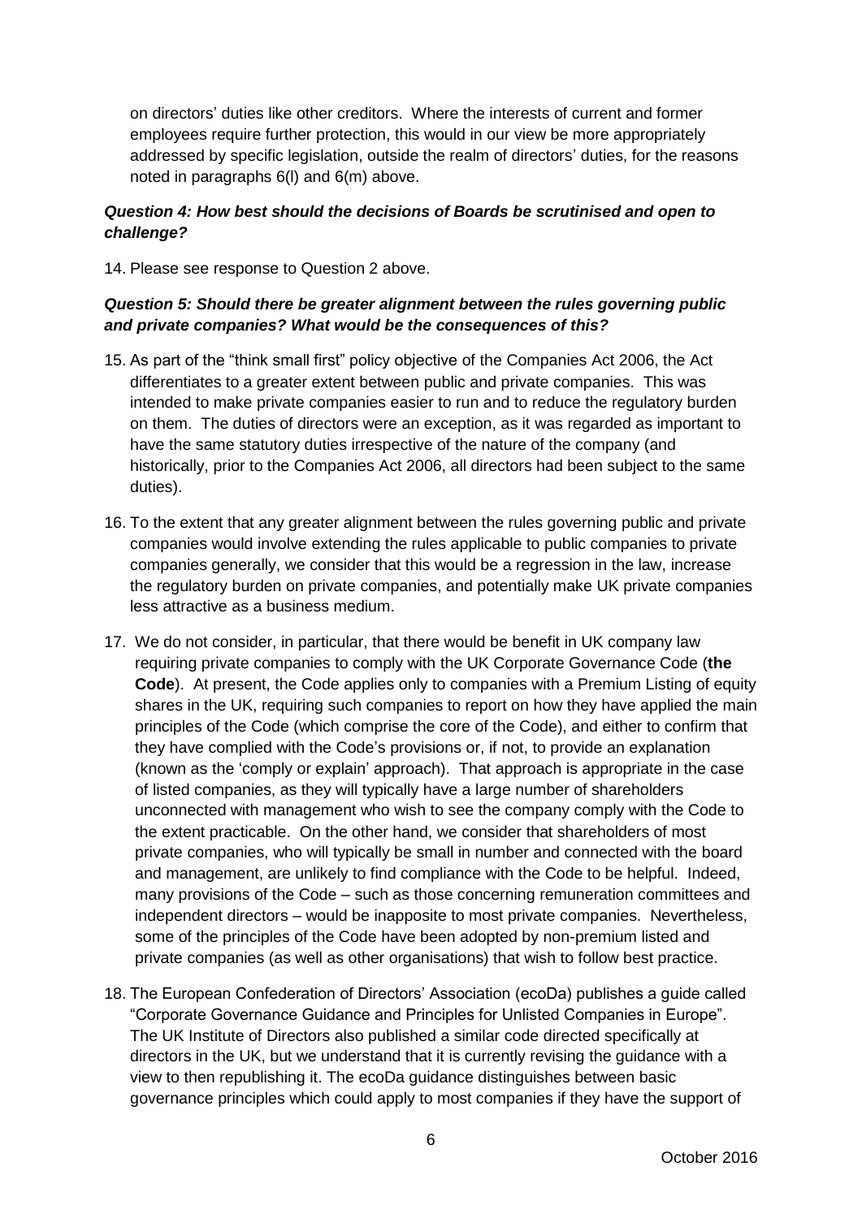on directors' duties like other creditors. Where the interests of current and former employees require further protection, this would in our view be more appropriately addressed by specific legislation, outside the realm of directors' duties, for the reasons noted in paragraphs 6(l) and 6(m) above.

### *Question 4: How best should the decisions of Boards be scrutinised and open to challenge?*

14. Please see response to Question 2 above.

### *Question 5: Should there be greater alignment between the rules governing public and private companies? What would be the consequences of this?*

15. As part of the "think small first" policy objective of the Companies Act 2006, the Act differentiates to a greater extent between public and private companies. This was intended to make private companies easier to run and to reduce the regulatory burden on them. The duties of directors were an exception, as it was regarded as important to have the same statutory duties irrespective of the nature of the company (and historically, prior to the Companies Act 2006, all directors had been subject to the same duties).

16. To the extent that any greater alignment between the rules governing public and private companies would involve extending the rules applicable to public companies to private companies generally, we consider that this would be a regression in the law, increase the regulatory burden on private companies, and potentially make UK private companies less attractive as a business medium.

17. We do not consider, in particular, that there would be benefit in UK company law requiring private companies to comply with the UK Corporate Governance Code (**the Code**). At present, the Code applies only to companies with a Premium Listing of equity shares in the UK, requiring such companies to report on how they have applied the main principles of the Code (which comprise the core of the Code), and either to confirm that they have complied with the Code's provisions or, if not, to provide an explanation (known as the 'comply or explain' approach). That approach is appropriate in the case of listed companies, as they will typically have a large number of shareholders unconnected with management who wish to see the company comply with the Code to the extent practicable. On the other hand, we consider that shareholders of most private companies, who will typically be small in number and connected with the board and management, are unlikely to find compliance with the Code to be helpful. Indeed, many provisions of the Code – such as those concerning remuneration committees and independent directors – would be inapposite to most private companies. Nevertheless, some of the principles of the Code have been adopted by non-premium listed and private companies (as well as other organisations) that wish to follow best practice.

18. The European Confederation of Directors' Association (ecoDa) publishes a guide called "Corporate Governance Guidance and Principles for Unlisted Companies in Europe". The UK Institute of Directors also published a similar code directed specifically at directors in the UK, but we understand that it is currently revising the guidance with a view to then republishing it. The ecoDa guidance distinguishes between basic governance principles which could apply to most companies if they have the support of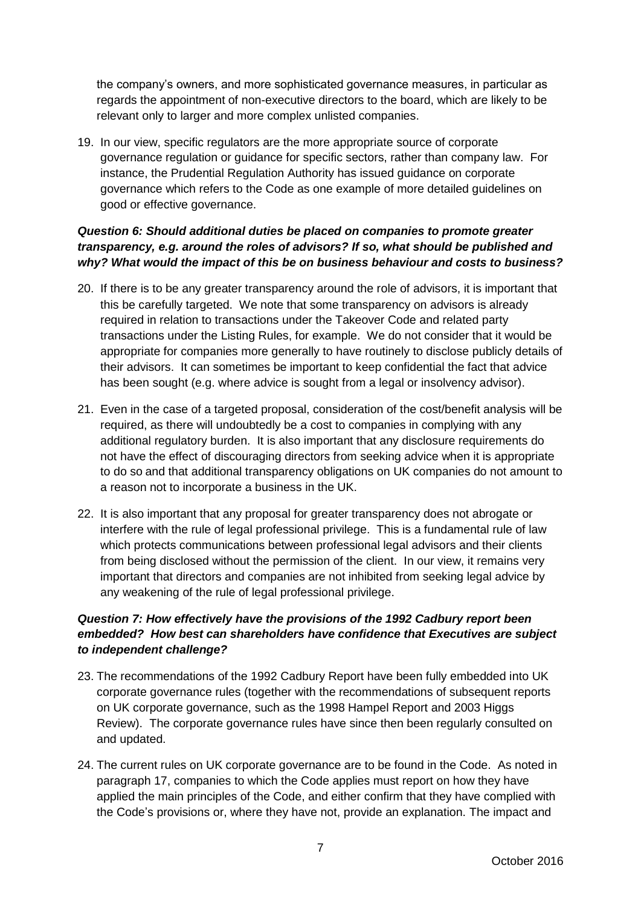the company's owners, and more sophisticated governance measures, in particular as regards the appointment of non-executive directors to the board, which are likely to be relevant only to larger and more complex unlisted companies.

19. In our view, specific regulators are the more appropriate source of corporate governance regulation or guidance for specific sectors, rather than company law. For instance, the Prudential Regulation Authority has issued guidance on corporate governance which refers to the Code as one example of more detailed guidelines on good or effective governance.

***Question 6: Should additional duties be placed on companies to promote greater transparency, e.g. around the roles of advisors? If so, what should be published and why? What would the impact of this be on business behaviour and costs to business?***

20. If there is to be any greater transparency around the role of advisors, it is important that this be carefully targeted. We note that some transparency on advisors is already required in relation to transactions under the Takeover Code and related party transactions under the Listing Rules, for example. We do not consider that it would be appropriate for companies more generally to have routinely to disclose publicly details of their advisors. It can sometimes be important to keep confidential the fact that advice has been sought (e.g. where advice is sought from a legal or insolvency advisor).

21. Even in the case of a targeted proposal, consideration of the cost/benefit analysis will be required, as there will undoubtedly be a cost to companies in complying with any additional regulatory burden. It is also important that any disclosure requirements do not have the effect of discouraging directors from seeking advice when it is appropriate to do so and that additional transparency obligations on UK companies do not amount to a reason not to incorporate a business in the UK.

22. It is also important that any proposal for greater transparency does not abrogate or interfere with the rule of legal professional privilege. This is a fundamental rule of law which protects communications between professional legal advisors and their clients from being disclosed without the permission of the client. In our view, it remains very important that directors and companies are not inhibited from seeking legal advice by any weakening of the rule of legal professional privilege.

***Question 7: How effectively have the provisions of the 1992 Cadbury report been embedded? How best can shareholders have confidence that Executives are subject to independent challenge?***

23. The recommendations of the 1992 Cadbury Report have been fully embedded into UK corporate governance rules (together with the recommendations of subsequent reports on UK corporate governance, such as the 1998 Hampel Report and 2003 Higgs Review). The corporate governance rules have since then been regularly consulted on and updated.

24. The current rules on UK corporate governance are to be found in the Code. As noted in paragraph 17, companies to which the Code applies must report on how they have applied the main principles of the Code, and either confirm that they have complied with the Code's provisions or, where they have not, provide an explanation. The impact and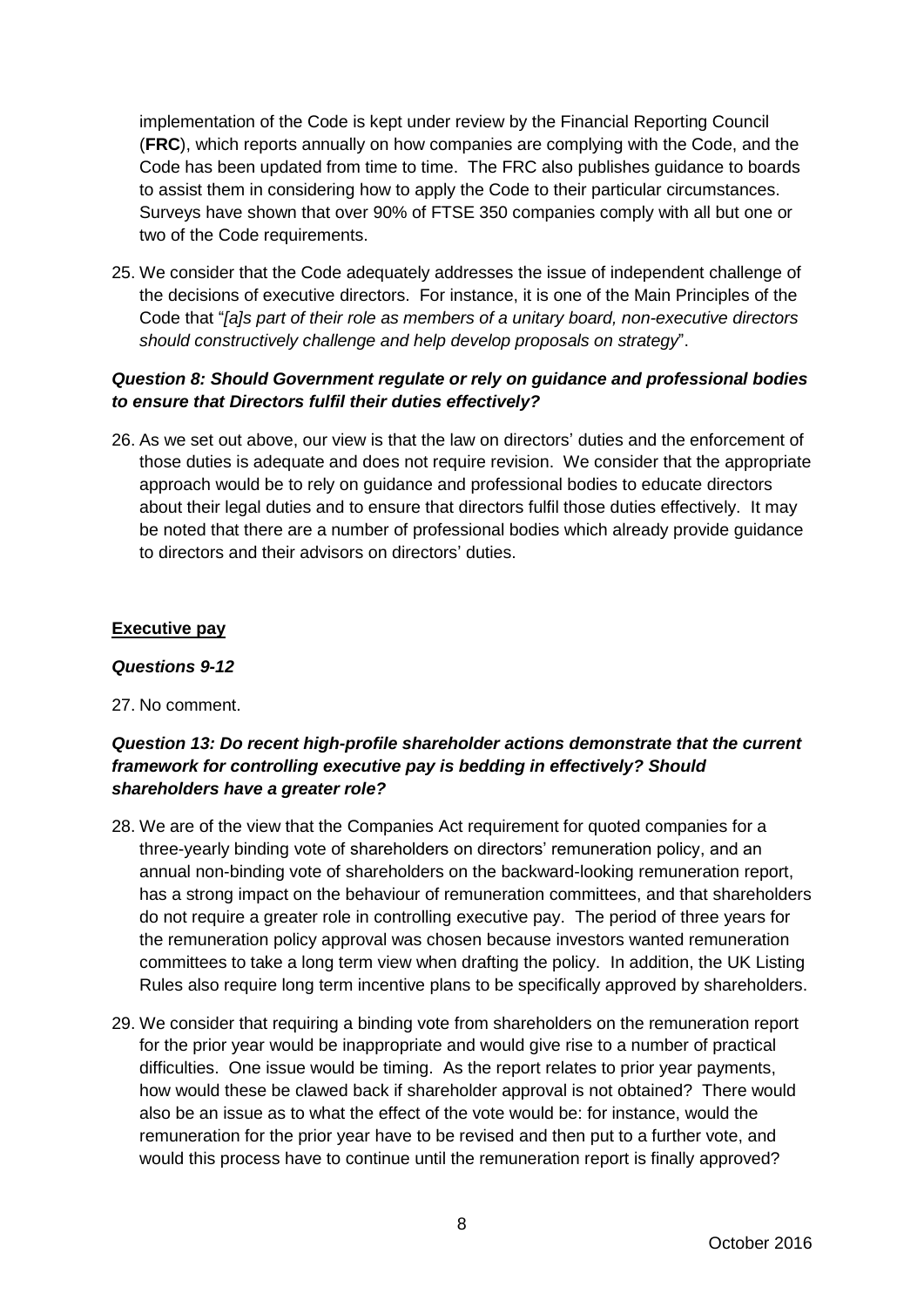implementation of the Code is kept under review by the Financial Reporting Council (**FRC**), which reports annually on how companies are complying with the Code, and the Code has been updated from time to time. The FRC also publishes guidance to boards to assist them in considering how to apply the Code to their particular circumstances. Surveys have shown that over 90% of FTSE 350 companies comply with all but one or two of the Code requirements.

25. We consider that the Code adequately addresses the issue of independent challenge of the decisions of executive directors. For instance, it is one of the Main Principles of the Code that "*[a]s part of their role as members of a unitary board, non-executive directors should constructively challenge and help develop proposals on strategy*".

***Question 8: Should Government regulate or rely on guidance and professional bodies to ensure that Directors fulfil their duties effectively?***

26. As we set out above, our view is that the law on directors' duties and the enforcement of those duties is adequate and does not require revision. We consider that the appropriate approach would be to rely on guidance and professional bodies to educate directors about their legal duties and to ensure that directors fulfil those duties effectively. It may be noted that there are a number of professional bodies which already provide guidance to directors and their advisors on directors' duties.

**Executive pay**

***Questions 9-12***

27. No comment.

***Question 13: Do recent high-profile shareholder actions demonstrate that the current framework for controlling executive pay is bedding in effectively? Should shareholders have a greater role?***

28. We are of the view that the Companies Act requirement for quoted companies for a three-yearly binding vote of shareholders on directors' remuneration policy, and an annual non-binding vote of shareholders on the backward-looking remuneration report, has a strong impact on the behaviour of remuneration committees, and that shareholders do not require a greater role in controlling executive pay. The period of three years for the remuneration policy approval was chosen because investors wanted remuneration committees to take a long term view when drafting the policy. In addition, the UK Listing Rules also require long term incentive plans to be specifically approved by shareholders.

29. We consider that requiring a binding vote from shareholders on the remuneration report for the prior year would be inappropriate and would give rise to a number of practical difficulties. One issue would be timing. As the report relates to prior year payments, how would these be clawed back if shareholder approval is not obtained? There would also be an issue as to what the effect of the vote would be: for instance, would the remuneration for the prior year have to be revised and then put to a further vote, and would this process have to continue until the remuneration report is finally approved?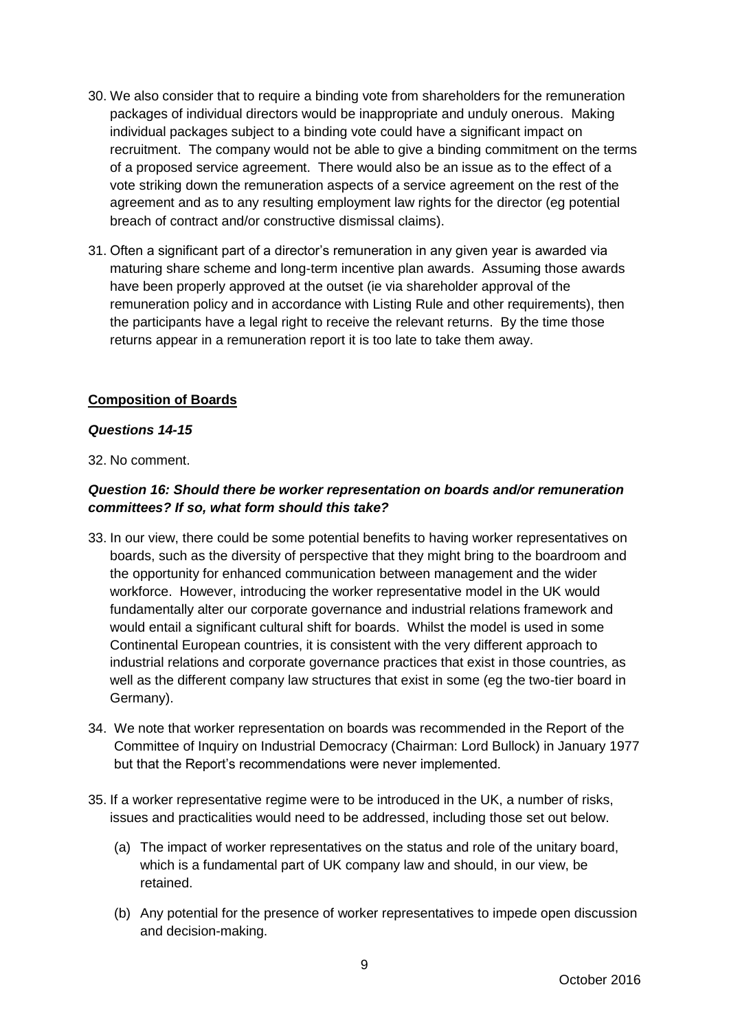30. We also consider that to require a binding vote from shareholders for the remuneration packages of individual directors would be inappropriate and unduly onerous. Making individual packages subject to a binding vote could have a significant impact on recruitment. The company would not be able to give a binding commitment on the terms of a proposed service agreement. There would also be an issue as to the effect of a vote striking down the remuneration aspects of a service agreement on the rest of the agreement and as to any resulting employment law rights for the director (eg potential breach of contract and/or constructive dismissal claims).

31. Often a significant part of a director's remuneration in any given year is awarded via maturing share scheme and long-term incentive plan awards. Assuming those awards have been properly approved at the outset (ie via shareholder approval of the remuneration policy and in accordance with Listing Rule and other requirements), then the participants have a legal right to receive the relevant returns. By the time those returns appear in a remuneration report it is too late to take them away.

**Composition of Boards**

***Questions 14-15***

32. No comment.

***Question 16: Should there be worker representation on boards and/or remuneration committees? If so, what form should this take?***

33. In our view, there could be some potential benefits to having worker representatives on boards, such as the diversity of perspective that they might bring to the boardroom and the opportunity for enhanced communication between management and the wider workforce. However, introducing the worker representative model in the UK would fundamentally alter our corporate governance and industrial relations framework and would entail a significant cultural shift for boards. Whilst the model is used in some Continental European countries, it is consistent with the very different approach to industrial relations and corporate governance practices that exist in those countries, as well as the different company law structures that exist in some (eg the two-tier board in Germany).

34. We note that worker representation on boards was recommended in the Report of the Committee of Inquiry on Industrial Democracy (Chairman: Lord Bullock) in January 1977 but that the Report's recommendations were never implemented.

35. If a worker representative regime were to be introduced in the UK, a number of risks, issues and practicalities would need to be addressed, including those set out below.

    (a) The impact of worker representatives on the status and role of the unitary board, which is a fundamental part of UK company law and should, in our view, be retained.

    (b) Any potential for the presence of worker representatives to impede open discussion and decision-making.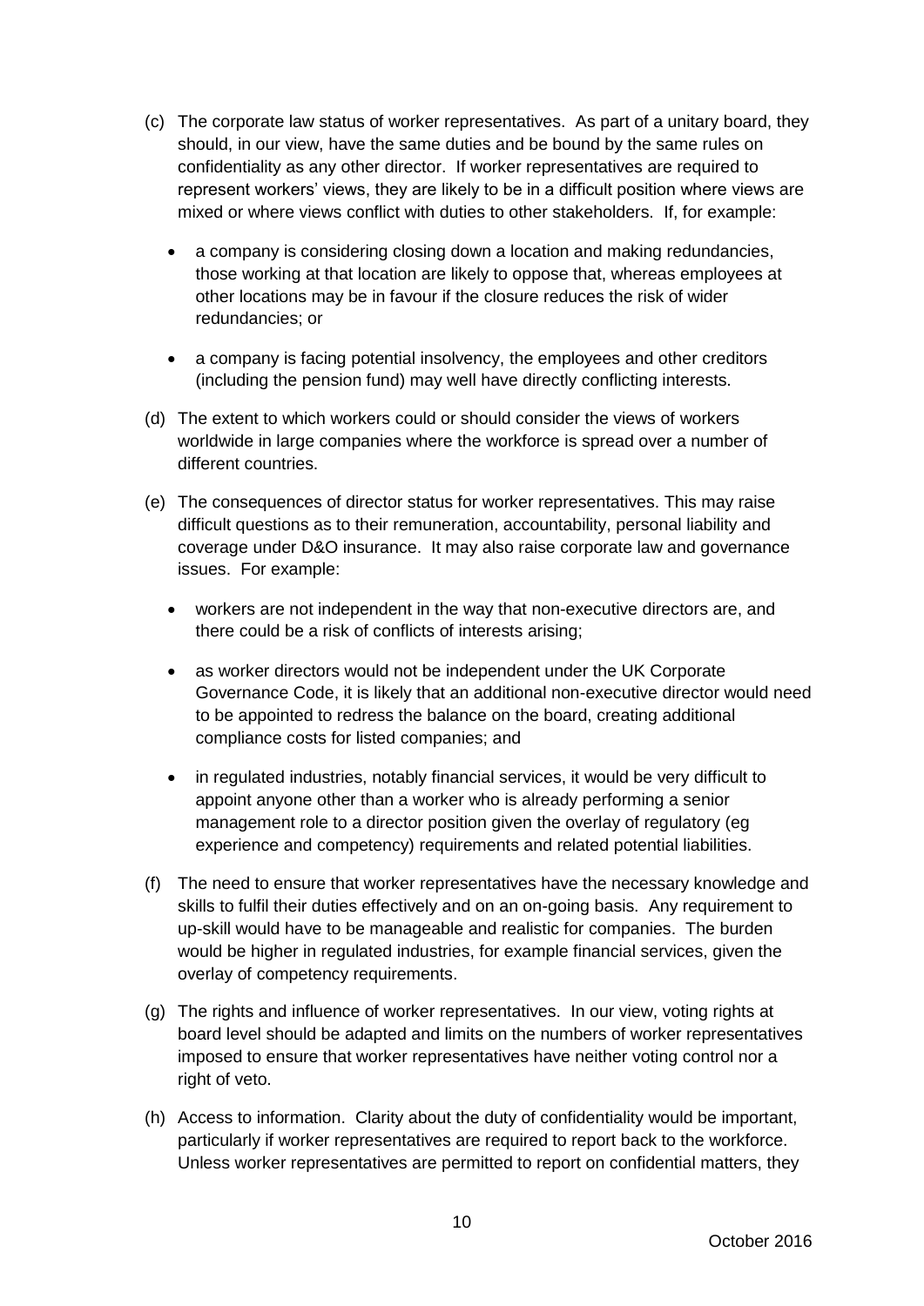(c) The corporate law status of worker representatives. As part of a unitary board, they should, in our view, have the same duties and be bound by the same rules on confidentiality as any other director. If worker representatives are required to represent workers' views, they are likely to be in a difficult position where views are mixed or where views conflict with duties to other stakeholders. If, for example:

- a company is considering closing down a location and making redundancies, those working at that location are likely to oppose that, whereas employees at other locations may be in favour if the closure reduces the risk of wider redundancies; or
- a company is facing potential insolvency, the employees and other creditors (including the pension fund) may well have directly conflicting interests.

(d) The extent to which workers could or should consider the views of workers worldwide in large companies where the workforce is spread over a number of different countries.

(e) The consequences of director status for worker representatives. This may raise difficult questions as to their remuneration, accountability, personal liability and coverage under D&O insurance. It may also raise corporate law and governance issues. For example:

- workers are not independent in the way that non-executive directors are, and there could be a risk of conflicts of interests arising;
- as worker directors would not be independent under the UK Corporate Governance Code, it is likely that an additional non-executive director would need to be appointed to redress the balance on the board, creating additional compliance costs for listed companies; and
- in regulated industries, notably financial services, it would be very difficult to appoint anyone other than a worker who is already performing a senior management role to a director position given the overlay of regulatory (eg experience and competency) requirements and related potential liabilities.

(f) The need to ensure that worker representatives have the necessary knowledge and skills to fulfil their duties effectively and on an on-going basis. Any requirement to up-skill would have to be manageable and realistic for companies. The burden would be higher in regulated industries, for example financial services, given the overlay of competency requirements.

(g) The rights and influence of worker representatives. In our view, voting rights at board level should be adapted and limits on the numbers of worker representatives imposed to ensure that worker representatives have neither voting control nor a right of veto.

(h) Access to information. Clarity about the duty of confidentiality would be important, particularly if worker representatives are required to report back to the workforce. Unless worker representatives are permitted to report on confidential matters, they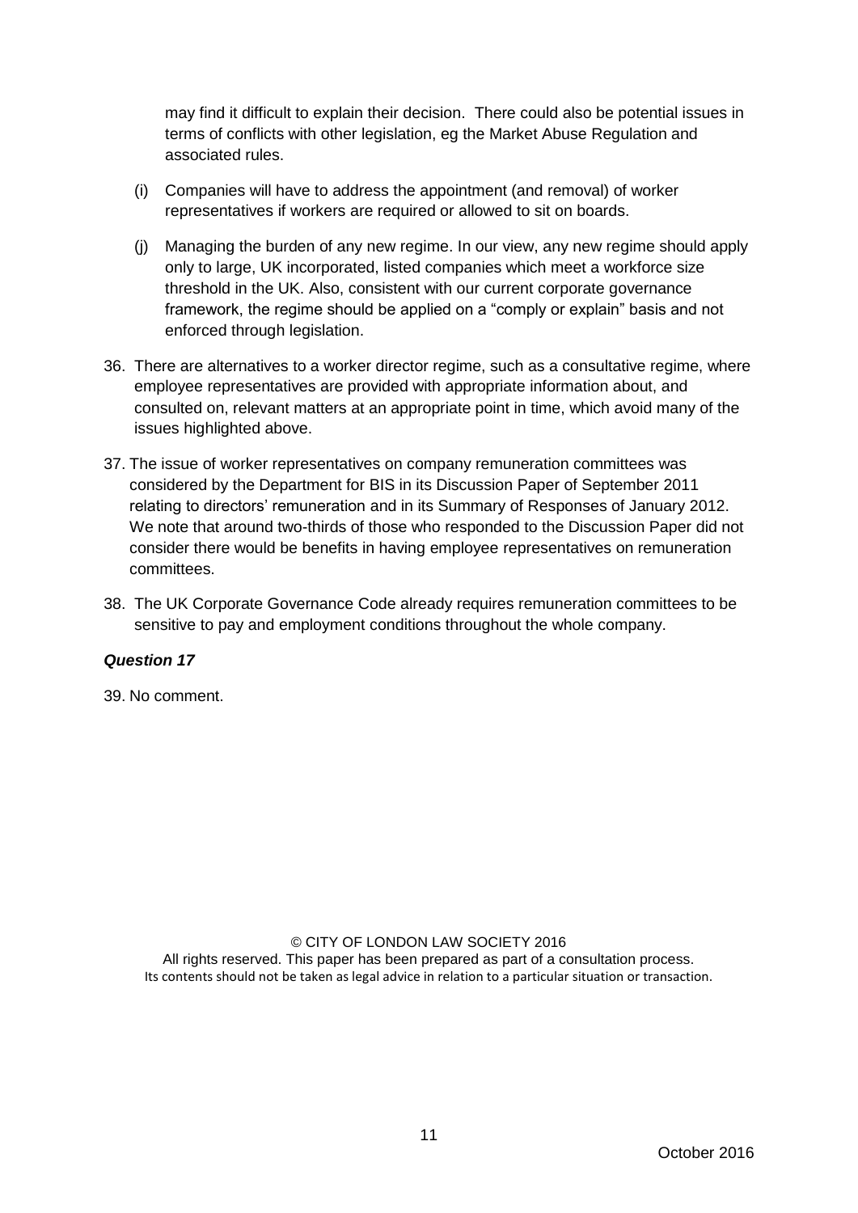may find it difficult to explain their decision. There could also be potential issues in terms of conflicts with other legislation, eg the Market Abuse Regulation and associated rules.

(i) Companies will have to address the appointment (and removal) of worker representatives if workers are required or allowed to sit on boards.

(j) Managing the burden of any new regime. In our view, any new regime should apply only to large, UK incorporated, listed companies which meet a workforce size threshold in the UK. Also, consistent with our current corporate governance framework, the regime should be applied on a "comply or explain" basis and not enforced through legislation.

36. There are alternatives to a worker director regime, such as a consultative regime, where employee representatives are provided with appropriate information about, and consulted on, relevant matters at an appropriate point in time, which avoid many of the issues highlighted above.

37. The issue of worker representatives on company remuneration committees was considered by the Department for BIS in its Discussion Paper of September 2011 relating to directors' remuneration and in its Summary of Responses of January 2012. We note that around two-thirds of those who responded to the Discussion Paper did not consider there would be benefits in having employee representatives on remuneration committees.

38. The UK Corporate Governance Code already requires remuneration committees to be sensitive to pay and employment conditions throughout the whole company.

***Question 17***

39. No comment.

© CITY OF LONDON LAW SOCIETY 2016
All rights reserved. This paper has been prepared as part of a consultation process.
Its contents should not be taken as legal advice in relation to a particular situation or transaction.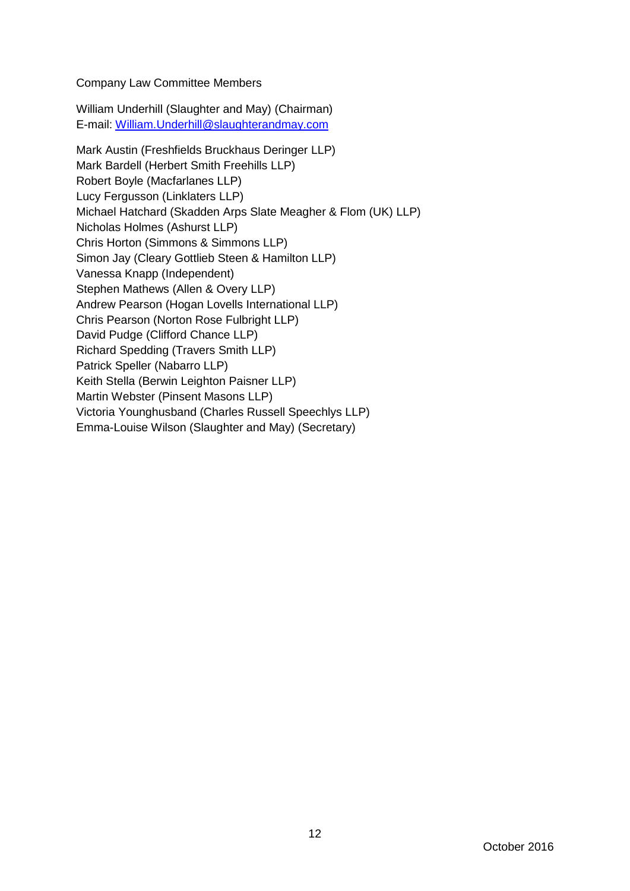Company Law Committee Members

William Underhill (Slaughter and May) (Chairman)
E-mail: William.Underhill@slaughterandmay.com

Mark Austin (Freshfields Bruckhaus Deringer LLP)
Mark Bardell (Herbert Smith Freehills LLP)
Robert Boyle (Macfarlanes LLP)
Lucy Fergusson (Linklaters LLP)
Michael Hatchard (Skadden Arps Slate Meagher & Flom (UK) LLP)
Nicholas Holmes (Ashurst LLP)
Chris Horton (Simmons & Simmons LLP)
Simon Jay (Cleary Gottlieb Steen & Hamilton LLP)
Vanessa Knapp (Independent)
Stephen Mathews (Allen & Overy LLP)
Andrew Pearson (Hogan Lovells International LLP)
Chris Pearson (Norton Rose Fulbright LLP)
David Pudge (Clifford Chance LLP)
Richard Spedding (Travers Smith LLP)
Patrick Speller (Nabarro LLP)
Keith Stella (Berwin Leighton Paisner LLP)
Martin Webster (Pinsent Masons LLP)
Victoria Younghusband (Charles Russell Speechlys LLP)
Emma-Louise Wilson (Slaughter and May) (Secretary)